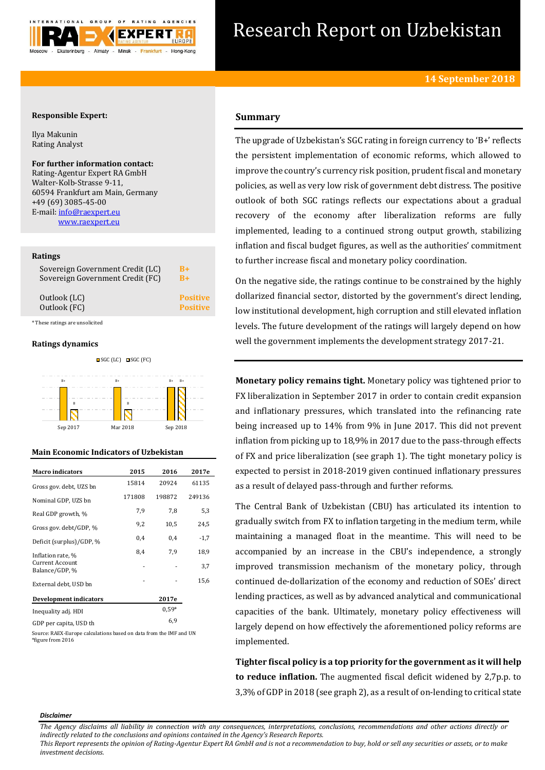# Research Report on Uzbekistan

**14 September 2018**

**Responsible Expert:**

Ilya Makunin
Rating Analyst

**For further information contact:**
Rating-Agentur Expert RA GmbH
Walter-Kolb-Strasse 9-11,
60594 Frankfurt am Main, Germany
+49 (69) 3085-45-00
E-mail: info@raexpert.eu
www.raexpert.eu

**Ratings**

| | |
|---|---|
| Sovereign Government Credit (LC) | B+ |
| Sovereign Government Credit (FC) | B+ |
| Outlook (LC) | Positive |
| Outlook (FC) | Positive |

*These ratings are unsolicited

**Ratings dynamics**

| | Sep 2017 | Mar 2018 | Sep 2018 |
|---|---|---|---|
| SGC (LC) | B+ | B+ | B+ |
| SGC (FC) | B | B | B+ |

**Main Economic Indicators of Uzbekistan**

| Macro indicators | 2015 | 2016 | 2017e |
|---|---|---|---|
| Gross gov. debt, UZS bn | 15814 | 20924 | 61135 |
| Nominal GDP, UZS bn | 171808 | 198872 | 249136 |
| Real GDP growth, % | 7,9 | 7,8 | 5,3 |
| Gross gov. debt/GDP, % | 9,2 | 10,5 | 24,5 |
| Deficit (surplus)/GDP, % | 0,4 | 0,4 | -1,7 |
| Inflation rate, % | 8,4 | 7,9 | 18,9 |
| Current Account Balance/GDP, % | - | - | 3,7 |
| External debt, USD bn | - | - | 15,6 |

| Development indicators | 2017e |
|---|---|
| Inequality adj. HDI | 0,59* |
| GDP per capita, USD th | 6,9 |

Source: RAEX-Europe calculations based on data from the IMF and UN
*figure from 2016

## Summary

The upgrade of Uzbekistan's SGC rating in foreign currency to 'B+' reflects the persistent implementation of economic reforms, which allowed to improve the country's currency risk position, prudent fiscal and monetary policies, as well as very low risk of government debt distress. The positive outlook of both SGC ratings reflects our expectations about a gradual recovery of the economy after liberalization reforms are fully implemented, leading to a continued strong output growth, stabilizing inflation and fiscal budget figures, as well as the authorities' commitment to further increase fiscal and monetary policy coordination.

On the negative side, the ratings continue to be constrained by the highly dollarized financial sector, distorted by the government's direct lending, low institutional development, high corruption and still elevated inflation levels. The future development of the ratings will largely depend on how well the government implements the development strategy 2017-21.

**Monetary policy remains tight.** Monetary policy was tightened prior to FX liberalization in September 2017 in order to contain credit expansion and inflationary pressures, which translated into the refinancing rate being increased up to 14% from 9% in June 2017. This did not prevent inflation from picking up to 18,9% in 2017 due to the pass-through effects of FX and price liberalization (see graph 1). The tight monetary policy is expected to persist in 2018-2019 given continued inflationary pressures as a result of delayed pass-through and further reforms.

The Central Bank of Uzbekistan (CBU) has articulated its intention to gradually switch from FX to inflation targeting in the medium term, while maintaining a managed float in the meantime. This will need to be accompanied by an increase in the CBU's independence, a strongly improved transmission mechanism of the monetary policy, through continued de-dollarization of the economy and reduction of SOEs' direct lending practices, as well as by advanced analytical and communicational capacities of the bank. Ultimately, monetary policy effectiveness will largely depend on how effectively the aforementioned policy reforms are implemented.

**Tighter fiscal policy is a top priority for the government as it will help to reduce inflation.** The augmented fiscal deficit widened by 2,7p.p. to 3,3% of GDP in 2018 (see graph 2), as a result of on-lending to critical state

**Disclaimer**

*The Agency disclaims all liability in connection with any consequences, interpretations, conclusions, recommendations and other actions directly or indirectly related to the conclusions and opinions contained in the Agency's Research Reports.*
*This Report represents the opinion of Rating-Agentur Expert RA GmbH and is not a recommendation to buy, hold or sell any securities or assets, or to make investment decisions.*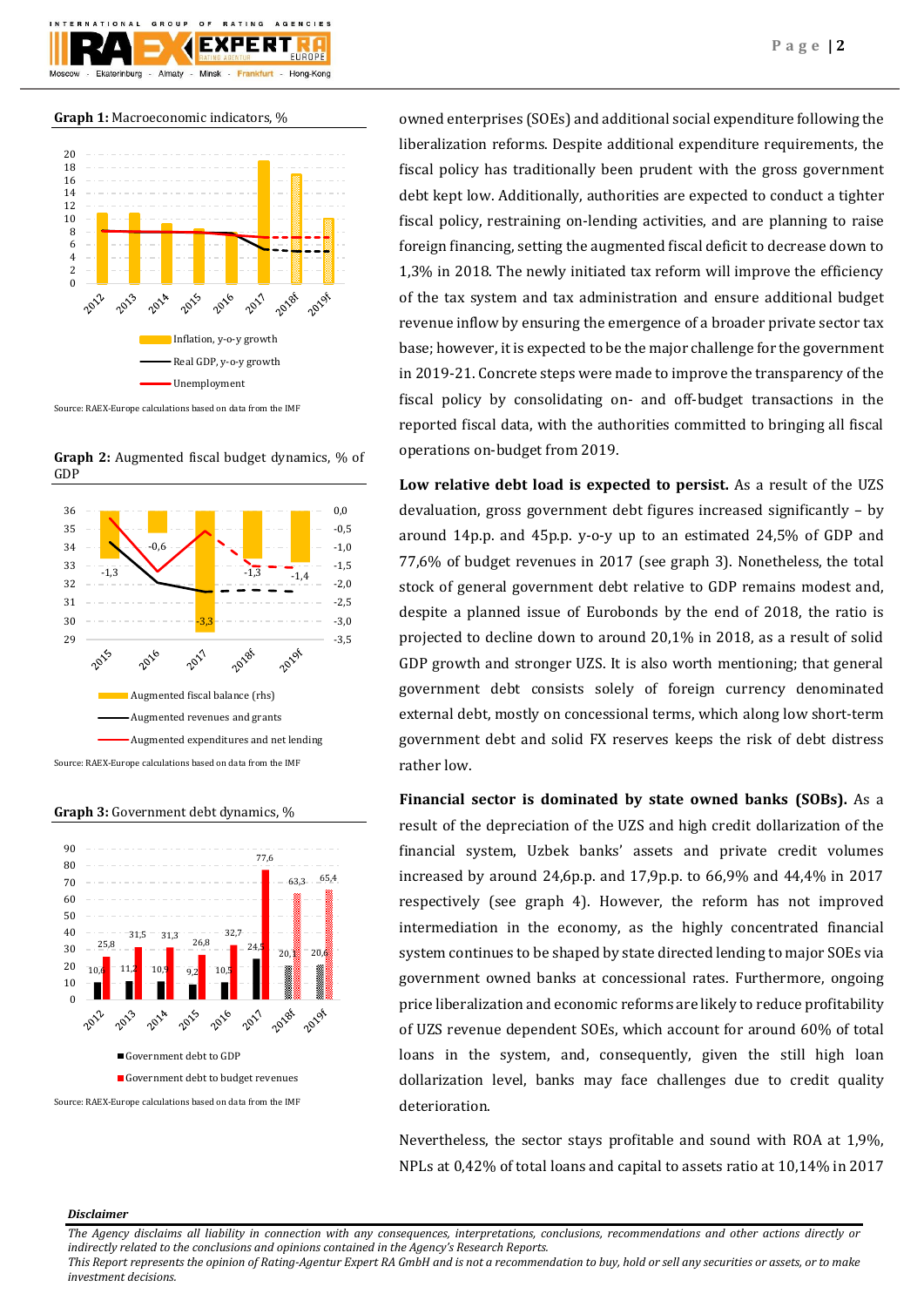**Graph 1:** Macroeconomic indicators, %

Source: RAEX-Europe calculations based on data from the IMF

**Graph 2:** Augmented fiscal budget dynamics, % of GDP

Source: RAEX-Europe calculations based on data from the IMF

**Graph 3:** Government debt dynamics, %

Source: RAEX-Europe calculations based on data from the IMF

owned enterprises (SOEs) and additional social expenditure following the liberalization reforms. Despite additional expenditure requirements, the fiscal policy has traditionally been prudent with the gross government debt kept low. Additionally, authorities are expected to conduct a tighter fiscal policy, restraining on-lending activities, and are planning to raise foreign financing, setting the augmented fiscal deficit to decrease down to 1,3% in 2018. The newly initiated tax reform will improve the efficiency of the tax system and tax administration and ensure additional budget revenue inflow by ensuring the emergence of a broader private sector tax base; however, it is expected to be the major challenge for the government in 2019-21. Concrete steps were made to improve the transparency of the fiscal policy by consolidating on- and off-budget transactions in the reported fiscal data, with the authorities committed to bringing all fiscal operations on-budget from 2019.

**Low relative debt load is expected to persist.** As a result of the UZS devaluation, gross government debt figures increased significantly – by around 14p.p. and 45p.p. y-o-y up to an estimated 24,5% of GDP and 77,6% of budget revenues in 2017 (see graph 3). Nonetheless, the total stock of general government debt relative to GDP remains modest and, despite a planned issue of Eurobonds by the end of 2018, the ratio is projected to decline down to around 20,1% in 2018, as a result of solid GDP growth and stronger UZS. It is also worth mentioning; that general government debt consists solely of foreign currency denominated external debt, mostly on concessional terms, which along low short-term government debt and solid FX reserves keeps the risk of debt distress rather low.

**Financial sector is dominated by state owned banks (SOBs).** As a result of the depreciation of the UZS and high credit dollarization of the financial system, Uzbek banks' assets and private credit volumes increased by around 24,6p.p. and 17,9p.p. to 66,9% and 44,4% in 2017 respectively (see graph 4). However, the reform has not improved intermediation in the economy, as the highly concentrated financial system continues to be shaped by state directed lending to major SOEs via government owned banks at concessional rates. Furthermore, ongoing price liberalization and economic reforms are likely to reduce profitability of UZS revenue dependent SOEs, which account for around 60% of total loans in the system, and, consequently, given the still high loan dollarization level, banks may face challenges due to credit quality deterioration.

Nevertheless, the sector stays profitable and sound with ROA at 1,9%, NPLs at 0,42% of total loans and capital to assets ratio at 10,14% in 2017

***Disclaimer***

*The Agency disclaims all liability in connection with any consequences, interpretations, conclusions, recommendations and other actions directly or indirectly related to the conclusions and opinions contained in the Agency's Research Reports.*
*This Report represents the opinion of Rating-Agentur Expert RA GmbH and is not a recommendation to buy, hold or sell any securities or assets, or to make investment decisions.*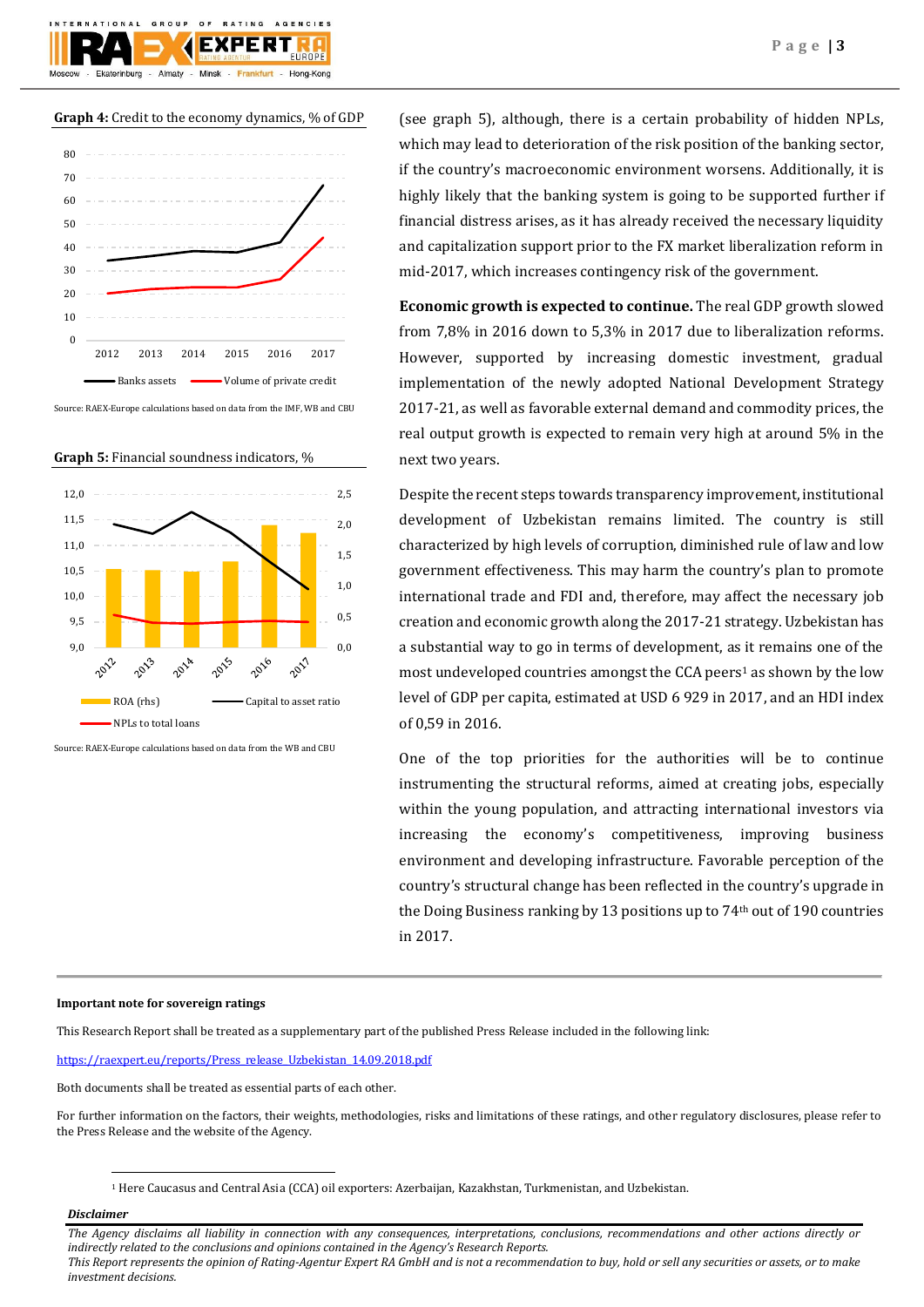**Graph 4:** Credit to the economy dynamics, % of GDP

80
70
60
50
40
30
20
10
0
2012 2013 2014 2015 2016 2017

Banks assets
Volume of private credit

Source: RAEX-Europe calculations based on data from the IMF, WB and CBU

**Graph 5:** Financial soundness indicators, %

12,0 11,5 11,0 10,5 10,0 9,5 9,0
2,5 2,0 1,5 1,0 0,5 0,0
2012 2013 2014 2015 2016 2017

ROA (rhs)
Capital to asset ratio
NPLs to total loans

Source: RAEX-Europe calculations based on data from the WB and CBU

(see graph 5), although, there is a certain probability of hidden NPLs, which may lead to deterioration of the risk position of the banking sector, if the country's macroeconomic environment worsens. Additionally, it is highly likely that the banking system is going to be supported further if financial distress arises, as it has already received the necessary liquidity and capitalization support prior to the FX market liberalization reform in mid-2017, which increases contingency risk of the government.

**Economic growth is expected to continue.** The real GDP growth slowed from 7,8% in 2016 down to 5,3% in 2017 due to liberalization reforms. However, supported by increasing domestic investment, gradual implementation of the newly adopted National Development Strategy 2017-21, as well as favorable external demand and commodity prices, the real output growth is expected to remain very high at around 5% in the next two years.

Despite the recent steps towards transparency improvement, institutional development of Uzbekistan remains limited. The country is still characterized by high levels of corruption, diminished rule of law and low government effectiveness. This may harm the country's plan to promote international trade and FDI and, therefore, may affect the necessary job creation and economic growth along the 2017-21 strategy. Uzbekistan has a substantial way to go in terms of development, as it remains one of the most undeveloped countries amongst the CCA peers[1] as shown by the low level of GDP per capita, estimated at USD 6 929 in 2017, and an HDI index of 0,59 in 2016.

One of the top priorities for the authorities will be to continue instrumenting the structural reforms, aimed at creating jobs, especially within the young population, and attracting international investors via increasing the economy's competitiveness, improving business environment and developing infrastructure. Favorable perception of the country's structural change has been reflected in the country's upgrade in the Doing Business ranking by 13 positions up to 74th out of 190 countries in 2017.

---

**Important note for sovereign ratings**

This Research Report shall be treated as a supplementary part of the published Press Release included in the following link:

https://raexpert.eu/reports/Press_release_Uzbekistan_14.09.2018.pdf

Both documents shall be treated as essential parts of each other.

For further information on the factors, their weights, methodologies, risks and limitations of these ratings, and other regulatory disclosures, please refer to the Press Release and the website of the Agency.

[1] Here Caucasus and Central Asia (CCA) oil exporters: Azerbaijan, Kazakhstan, Turkmenistan, and Uzbekistan.

***Disclaimer***

*The Agency disclaims all liability in connection with any consequences, interpretations, conclusions, recommendations and other actions directly or indirectly related to the conclusions and opinions contained in the Agency's Research Reports.*
*This Report represents the opinion of Rating-Agentur Expert RA GmbH and is not a recommendation to buy, hold or sell any securities or assets, or to make investment decisions.*